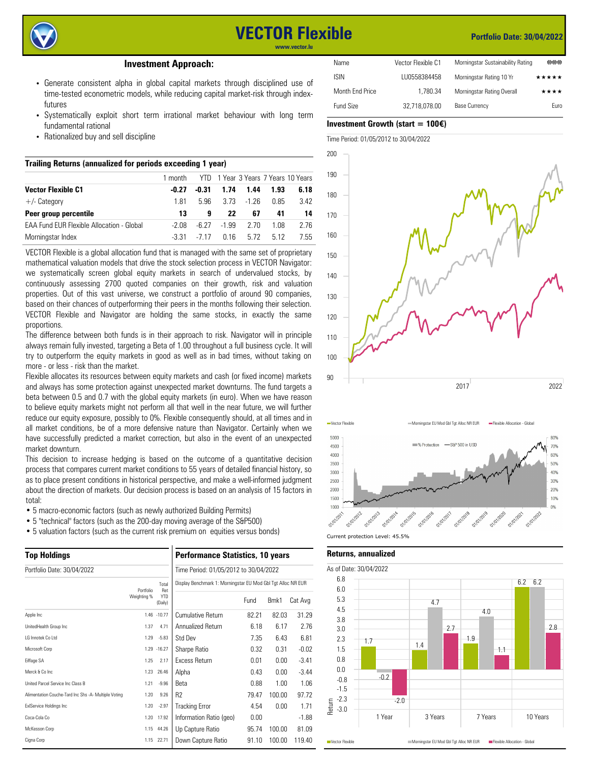# VECTOR Flexible

www.vector.lu

**Portfolio Date: 30/04/2022**

## Investment Approach:

- Generate consistent alpha in global capital markets through disciplined use of time-tested econometric models, while reducing capital market-risk through index-futures
- Systematically exploit short term irrational market behaviour with long term fundamental rational
- Rationalized buy and sell discipline

| Name | Vector Flexible C1 | Morningstar Sustainability Rating | |
|---|---|---|---|
| ISIN | LU0558384458 | Morningstar Rating 10 Yr | ★★★★★ |
| Month End Price | 1,780.34 | Morningstar Rating Overall | ★★★★ |
| Fund Size | 32,718,078.00 | Base Currency | Euro |

### Trailing Returns (annualized for periods exceeding 1 year)

| | 1 month | YTD | 1 Year | 3 Years | 7 Years | 10 Years |
|---|---|---|---|---|---|---|
| **Vector Flexible C1** | **-0.27** | **-0.31** | **1.74** | **1.44** | **1.93** | **6.18** |
| +/- Category | 1.81 | 5.96 | 3.73 | -1.26 | 0.85 | 3.42 |
| **Peer group percentile** | **13** | **9** | **22** | **67** | **41** | **14** |
| EAA Fund EUR Flexible Allocation - Global | -2.08 | -6.27 | -1.99 | 2.70 | 1.08 | 2.76 |
| Morningstar Index | -3.31 | -7.17 | 0.16 | 5.72 | 5.12 | 7.55 |

VECTOR Flexible is a global allocation fund that is managed with the same set of proprietary mathematical valuation models that drive the stock selection process in VECTOR Navigator: we systematically screen global equity markets in search of undervalued stocks, by continuously assessing 2700 quoted companies on their growth, risk and valuation properties. Out of this vast universe, we construct a portfolio of around 90 companies, based on their chances of outperforming their peers in the months following their selection. VECTOR Flexible and Navigator are holding the same stocks, in exactly the same proportions.

The difference between both funds is in their approach to risk. Navigator will in principle always remain fully invested, targeting a Beta of 1.00 throughout a full business cycle. It will try to outperform the equity markets in good as well as in bad times, without taking on more - or less - risk than the market.

Flexible allocates its resources between equity markets and cash (or fixed income) markets and always has some protection against unexpected market downturns. The fund targets a beta between 0.5 and 0.7 with the global equity markets (in euro). When we have reason to believe equity markets might not perform all that well in the near future, we will further reduce our equity exposure, possibly to 0%. Flexible consequently should, at all times and in all market conditions, be of a more defensive nature than Navigator. Certainly when we have successfully predicted a market correction, but also in the event of an unexpected market downturn.

This decision to increase hedging is based on the outcome of a quantitative decision process that compares current market conditions to 55 years of detailed financial history, so as to place present conditions in historical perspective, and make a well-informed judgment about the direction of markets. Our decision process is based on an analysis of 15 factors in total:

- 5 macro-economic factors (such as newly authorized Building Permits)
- 5 "technical" factors (such as the 200-day moving average of the S&P500)
- 5 valuation factors (such as the current risk premium on equities versus bonds)

### Investment Growth (start = 100€)

Time Period: 01/05/2012 to 30/04/2022

Vector Flexible — Morningstar EU Mod Gbl Tgt Alloc NR EUR — Flexible Allocation - Global

% Protection — S&P 500 in USD

Current protection Level: 45.5%

### Top Holdings

Portfolio Date: 30/04/2022

| | Portfolio Weighting % | Total Ret YTD (Daily) |
|---|---|---|
| Apple Inc | 1.46 | -10.77 |
| UnitedHealth Group Inc | 1.37 | 4.71 |
| LG Innotek Co Ltd | 1.29 | -5.83 |
| Microsoft Corp | 1.29 | -16.27 |
| Eiffage SA | 1.25 | 2.17 |
| Merck & Co Inc | 1.23 | 26.46 |
| United Parcel Service Inc Class B | 1.21 | -9.96 |
| Alimentation Couche-Tard Inc Shs -A- Multiple Voting | 1.20 | 9.26 |
| ExlService Holdings Inc | 1.20 | -2.97 |
| Coca-Cola Co | 1.20 | 17.92 |
| McKesson Corp | 1.15 | 44.26 |
| Cigna Corp | 1.15 | 22.71 |

### Performance Statistics, 10 years

Time Period: 01/05/2012 to 30/04/2022

Display Benchmark 1: Morningstar EU Mod Gbl Tgt Alloc NR EUR

| | Fund | Bmk1 | Cat Avg |
|---|---|---|---|
| Cumulative Return | 82.21 | 82.03 | 31.29 |
| Annualized Return | 6.18 | 6.17 | 2.76 |
| Std Dev | 7.35 | 6.43 | 6.81 |
| Sharpe Ratio | 0.32 | 0.31 | -0.02 |
| Excess Return | 0.01 | 0.00 | -3.41 |
| Alpha | 0.43 | 0.00 | -3.44 |
| Beta | 0.88 | 1.00 | 1.06 |
| R2 | 79.47 | 100.00 | 97.72 |
| Tracking Error | 4.54 | 0.00 | 1.71 |
| Information Ratio (geo) | 0.00 | | -1.88 |
| Up Capture Ratio | 95.74 | 100.00 | 81.09 |
| Down Capture Ratio | 91.10 | 100.00 | 119.40 |

### Returns, annualized

As of Date: 30/04/2022

| | 1 Year | 3 Years | 7 Years | 10 Years |
|---|---|---|---|---|
| Vector Flexible | 1.7 | 1.4 | 1.9 | 6.2 |
| Morningstar EU Mod Gbl Tgt Alloc NR EUR | -0.2 | 4.7 | 4.0 | 6.2 |
| Flexible Allocation - Global | -2.0 | 2.7 | 1.1 | 2.8 |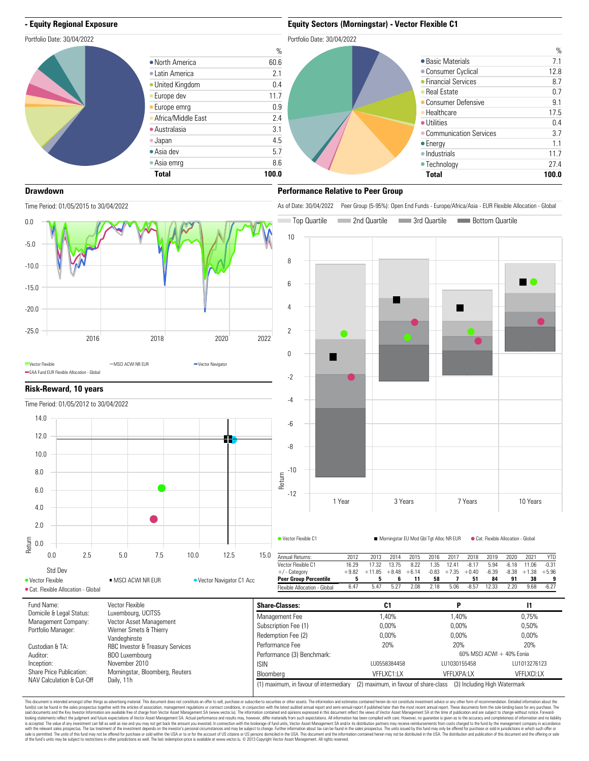## - Equity Regional Exposure

Portfolio Date: 30/04/2022

| | % |
|---|---|
| North America | 60.6 |
| Latin America | 2.1 |
| United Kingdom | 0.4 |
| Europe dev | 11.7 |
| Europe emrg | 0.9 |
| Africa/Middle East | 2.4 |
| Australasia | 3.1 |
| Japan | 4.5 |
| Asia dev | 5.7 |
| Asia emrg | 8.6 |
| **Total** | **100.0** |

## Equity Sectors (Morningstar) - Vector Flexible C1

Portfolio Date: 30/04/2022

| | % |
|---|---|
| Basic Materials | 7.1 |
| Consumer Cyclical | 12.8 |
| Financial Services | 8.7 |
| Real Estate | 0.7 |
| Consumer Defensive | 9.1 |
| Healthcare | 17.5 |
| Utilities | 0.4 |
| Communication Services | 3.7 |
| Energy | 1.1 |
| Industrials | 11.7 |
| Technology | 27.4 |
| **Total** | **100.0** |

## Drawdown

Time Period: 01/05/2015 to 30/04/2022

0.0
-5.0
-10.0
-15.0
-20.0
-25.0
2016
2018
2020
2022

Vector Flexible
MSCI ACWI NR EUR
Vector Navigator
EAA Fund EUR Flexible Allocation - Global

## Performance Relative to Peer Group

As of Date: 30/04/2022 Peer Group (5-95%): Open End Funds - Europe/Africa/Asia - EUR Flexible Allocation - Global

Top Quartile
2nd Quartile
3rd Quartile
Bottom Quartile

Return
10
8
6
4
2
0
-2
-4
-6
-8
-10
-12
1 Year
3 Years
7 Years
10 Years

Vector Flexible C1
Morningstar EU Mod Gbl Tgt Alloc NR EUR
Cat. Flexible Allocation - Global

## Risk-Reward, 10 years

Time Period: 01/05/2012 to 30/04/2022

Return
14.0
12.0
10.0
8.0
6.0
4.0
2.0
0.0
0.0
2.5
5.0
7.5
10.0
12.5
15.0
Std Dev

Vector Flexible
MSCI ACWI NR EUR
Vector Navigator C1 Acc
Cat. Flexible Allocation - Global

| Annual Returns: | 2012 | 2013 | 2014 | 2015 | 2016 | 2017 | 2018 | 2019 | 2020 | 2021 | YTD |
|---|---|---|---|---|---|---|---|---|---|---|---|
| Vector Flexible C1 | 16.29 | 17.32 | 13.75 | 8.22 | 1.35 | 12.41 | -8.17 | 5.94 | -6.18 | 11.06 | -0.31 |
| +/- Category | +9.82 | +11.85 | +8.48 | +6.14 | -0.83 | +7.35 | +0.40 | -6.39 | -8.38 | +1.38 | +5.96 |
| **Peer Group Percentile** | **5** | **5** | **6** | **11** | **58** | **7** | **51** | **84** | **91** | **38** | **9** |
| Flexible Allocation - Global | 6.47 | 5.47 | 5.27 | 2.08 | 2.18 | 5.06 | -8.57 | 12.33 | 2.20 | 9.68 | -6.27 |

| | |
|---|---|
| Fund Name: | Vector Flexible |
| Domicile & Legal Status: | Luxembourg, UCITS5 |
| Management Company: | Vector Asset Management |
| Portfolio Manager: | Werner Smets & Thierry Vandeghinste |
| Custodian & TA: | RBC Investor & Treasury Services |
| Auditor: | BDO Luxembourg |
| Inception: | November 2010 |
| Share Price Publication: | Morningstar, Bloomberg, Reuters |
| NAV Calculation & Cut-Off | Daily, 11h |

| **Share-Classes:** | **C1** | **P** | **I1** |
|---|---|---|---|
| Management Fee | 1,40% | 1,40% | 0,75% |
| Subscription Fee (1) | 0,00% | 0,00% | 0,50% |
| Redemption Fee (2) | 0,00% | 0,00% | 0,00% |
| Performance Fee | 20% | 20% | 20% |
| Performance (3) Benchmark: | | 60% MSCI ACWI + 40% Eonia | |
| ISIN | LU0558384458 | LU1030155458 | LU1013276123 |
| Bloomberg | VFFLXC1:LX | VFFLXPA:LX | VFFLXCI:LX |

(1) maximum, in favour of intermediary (2) maximum, in favour of share-class (3) Including High Watermark

This document is intended amongst other things as advertising material. This document does not constitute an offer to sell, purchase or subscribe to securities or other assets. The information and estimates contained herein do not constitute investment advice or any other form of recommendation. Detailed information about the fund(s) can be found in the sales prospectus together with the articles of association, management regulations or contract conditions, in conjunction with the latest audited annual report and semi-annual report if published later than the most recent annual report. These documents form the sole binding basis for any purchase. The said documents and the Key Investor Information are available free of charge from Vector Asset Management SA (www.vector.lu). The information contained and opinions expressed in this document reflect the views of Vector Asset Management SA at the time of publication and are subject to change without notice. Forward-looking statements reflect the judgment and future expectations of Vector Asset Management SA. Actual performance and results may, however, differ materially from such expectations. All information has been compiled with care. However, no guarantee is given as to the accuracy and completeness of information and no liability is accepted. The value of any investment can fall as well as rise and you may not get back the amount you invested. In connection with the brokerage of fund units, Vector Asset Management SA and/or its distribution partners may receive reimbursements from costs charged to the fund by the management company in accordance with the relevant sales prospectus. The tax treatment of the investment depends on the investor's personal circumstances and may be subject to change. Further information about tax can be found in the sales prospectus. The units issued by this fund may only be offered for purchase or sold in jurisdictions in which such offer or sale is permitted. The units of this fund may not be offered for purchase or sold within the USA or to or for the account of US citizens or US persons domiciled in the USA. This document and the information contained herein may not be distributed in the USA. The distribution and publication of this document and the offering or sale of the fund's units may be subject to restrictions in other jurisdictions as well. The last redemption price is available at www.vector.lu. © 2013 Copyright Vector Asset Management. All rights reserved.